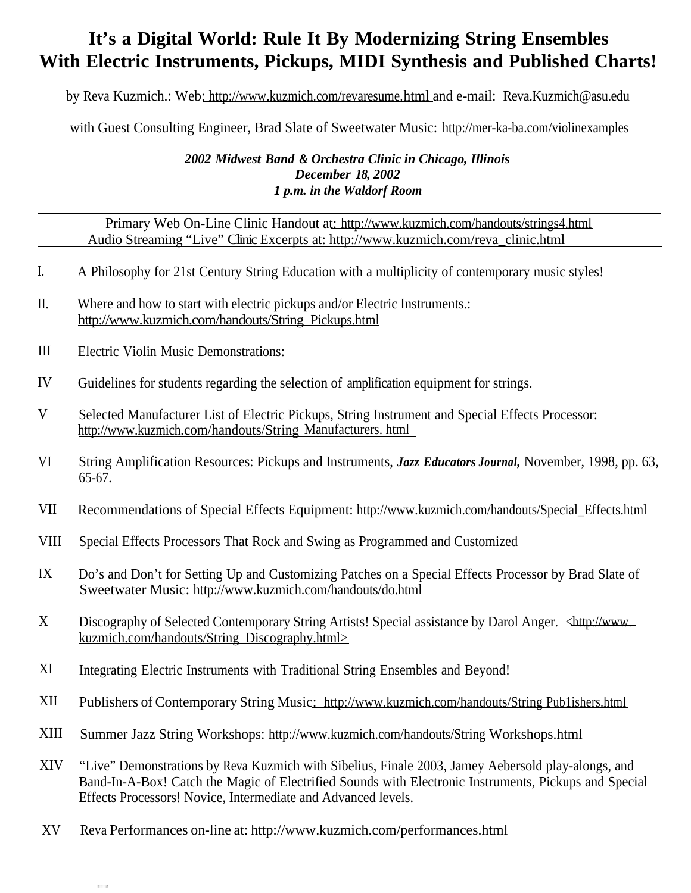# It's a Digital World: Rule It By Modernizing String Ensembles With Electric Instruments, Pickups, MIDI Synthesis and Published Charts!

by Reva Kuzmich.: Web: http://www.kuzmich.com/revaresume.html and e-mail: Reva.Kuzmich@asu.edu

with Guest Consulting Engineer, Brad Slate of Sweetwater Music: http://mer-ka-ba.com/violinexamples

***2002 Midwest Band & Orchestra Clinic in Chicago, Illinois***
***December 18, 2002***
***1 p.m. in the Waldorf Room***

---

Primary Web On-Line Clinic Handout at: http://www.kuzmich.com/handouts/strings4.html
Audio Streaming "Live" Clinic Excerpts at: http://www.kuzmich.com/reva_clinic.html

---

I. A Philosophy for 21st Century String Education with a multiplicity of contemporary music styles!

II. Where and how to start with electric pickups and/or Electric Instruments.: http://www.kuzmich.com/handouts/String_Pickups.html

III Electric Violin Music Demonstrations:

IV Guidelines for students regarding the selection of amplification equipment for strings.

V Selected Manufacturer List of Electric Pickups, String Instrument and Special Effects Processor: http://www.kuzmich.com/handouts/String_Manufacturers. html

VI String Amplification Resources: Pickups and Instruments, ***Jazz Educators Journal***, November, 1998, pp. 63, 65-67.

VII Recommendations of Special Effects Equipment: http://www.kuzmich.com/handouts/Special_Effects.html

VIII Special Effects Processors That Rock and Swing as Programmed and Customized

IX Do's and Don't for Setting Up and Customizing Patches on a Special Effects Processor by Brad Slate of Sweetwater Music: http://www.kuzmich.com/handouts/do.html

X Discography of Selected Contemporary String Artists! Special assistance by Darol Anger. <http://www. kuzmich.com/handouts/String_Discography.html>

XI Integrating Electric Instruments with Traditional String Ensembles and Beyond!

XII Publishers of Contemporary String Music: http://www.kuzmich.com/handouts/String Pub1ishers.html

XIII Summer Jazz String Workshops: http://www.kuzmich.com/handouts/String Workshops.html

XIV "Live" Demonstrations by Reva Kuzmich with Sibelius, Finale 2003, Jamey Aebersold play-alongs, and Band-In-A-Box! Catch the Magic of Electrified Sounds with Electronic Instruments, Pickups and Special Effects Processors! Novice, Intermediate and Advanced levels.

XV Reva Performances on-line at: http://www.kuzmich.com/performances.html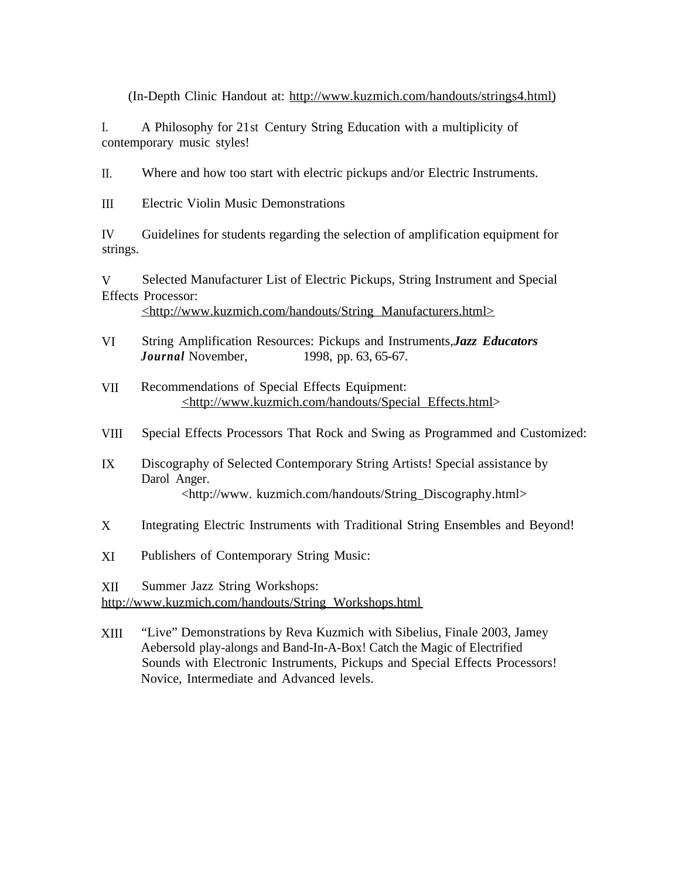(In-Depth Clinic Handout at: http://www.kuzmich.com/handouts/strings4.html)

I. A Philosophy for 21st Century String Education with a multiplicity of contemporary music styles!

II. Where and how too start with electric pickups and/or Electric Instruments.

III Electric Violin Music Demonstrations

IV Guidelines for students regarding the selection of amplification equipment for strings.

V Selected Manufacturer List of Electric Pickups, String Instrument and Special Effects Processor:
<http://www.kuzmich.com/handouts/String_Manufacturers.html>

VI String Amplification Resources: Pickups and Instruments, ***Jazz Educators Journal*** November, 1998, pp. 63, 65-67.

VII Recommendations of Special Effects Equipment:
<http://www.kuzmich.com/handouts/Special_Effects.html>

VIII Special Effects Processors That Rock and Swing as Programmed and Customized:

IX Discography of Selected Contemporary String Artists! Special assistance by Darol Anger.
<http://www. kuzmich.com/handouts/String_Discography.html>

X Integrating Electric Instruments with Traditional String Ensembles and Beyond!

XI Publishers of Contemporary String Music:

XII Summer Jazz String Workshops:
http://www.kuzmich.com/handouts/String_Workshops.html

XIII "Live" Demonstrations by Reva Kuzmich with Sibelius, Finale 2003, Jamey Aebersold play-alongs and Band-In-A-Box! Catch the Magic of Electrified Sounds with Electronic Instruments, Pickups and Special Effects Processors! Novice, Intermediate and Advanced levels.